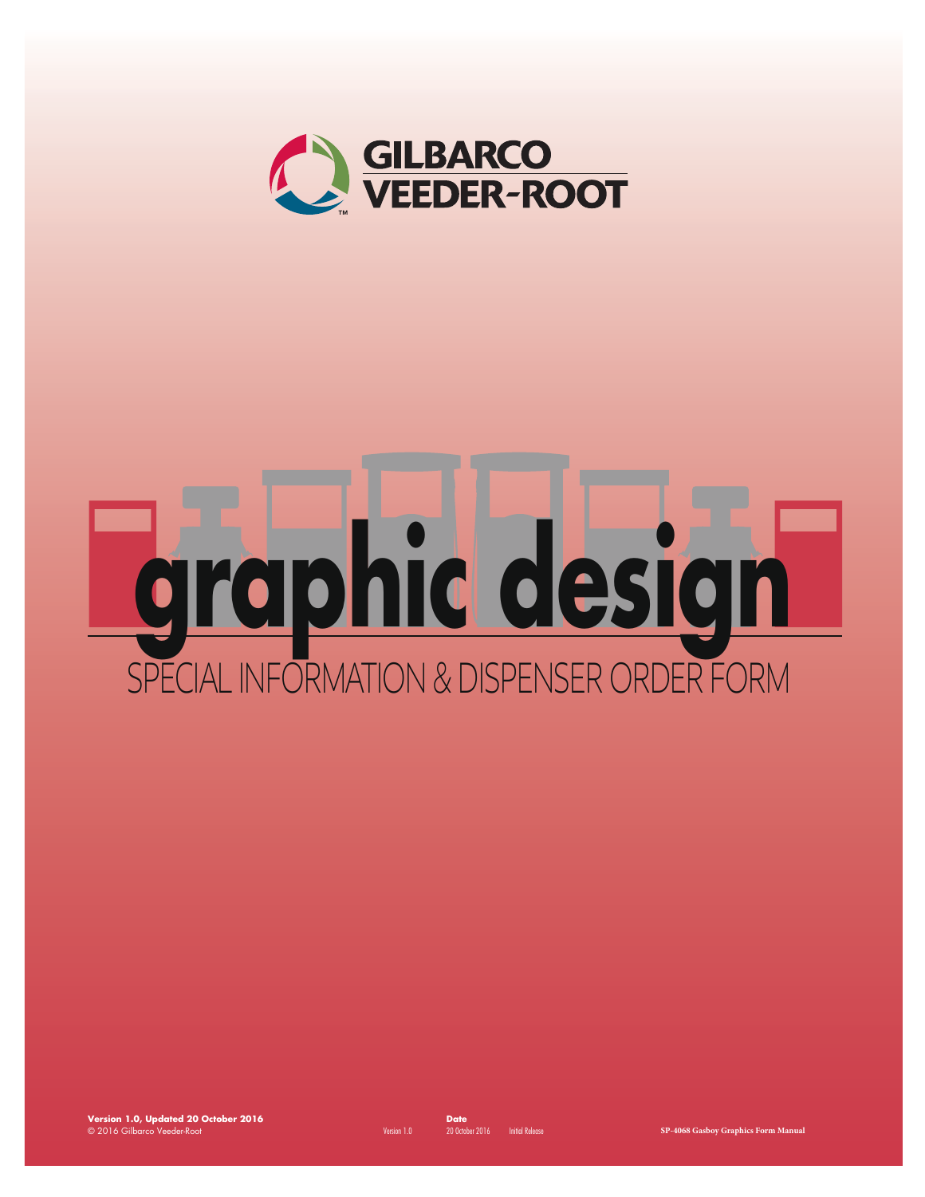GILBARCO VEEDER-ROOT

# graphic design

## SPECIAL INFORMATION & DISPENSER ORDER FORM

**Version 1.0, Updated 20 October 2016**
© 2016 Gilbarco Veeder-Root

| | **Date** | |
|---|---|---|
| Version 1.0 | 20 October 2016 | Initial Release |

**SP-4068 Gasboy Graphics Form Manual**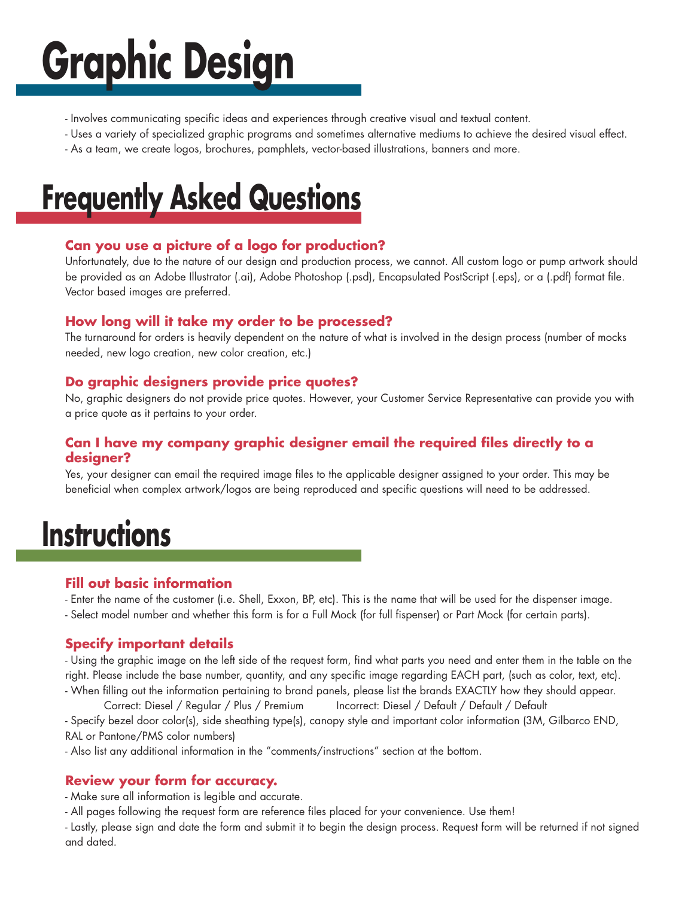# Graphic Design

- Involves communicating specific ideas and experiences through creative visual and textual content.
- Uses a variety of specialized graphic programs and sometimes alternative mediums to achieve the desired visual effect.
- As a team, we create logos, brochures, pamphlets, vector-based illustrations, banners and more.

# Frequently Asked Questions

### Can you use a picture of a logo for production?

Unfortunately, due to the nature of our design and production process, we cannot. All custom logo or pump artwork should be provided as an Adobe Illustrator (.ai), Adobe Photoshop (.psd), Encapsulated PostScript (.eps), or a (.pdf) format file. Vector based images are preferred.

### How long will it take my order to be processed?

The turnaround for orders is heavily dependent on the nature of what is involved in the design process (number of mocks needed, new logo creation, new color creation, etc.)

### Do graphic designers provide price quotes?

No, graphic designers do not provide price quotes. However, your Customer Service Representative can provide you with a price quote as it pertains to your order.

### Can I have my company graphic designer email the required files directly to a designer?

Yes, your designer can email the required image files to the applicable designer assigned to your order. This may be beneficial when complex artwork/logos are being reproduced and specific questions will need to be addressed.

# Instructions

### Fill out basic information

- Enter the name of the customer (i.e. Shell, Exxon, BP, etc). This is the name that will be used for the dispenser image.
- Select model number and whether this form is for a Full Mock (for full fispenser) or Part Mock (for certain parts).

### Specify important details

- Using the graphic image on the left side of the request form, find what parts you need and enter them in the table on the right. Please include the base number, quantity, and any specific image regarding EACH part, (such as color, text, etc).
- When filling out the information pertaining to brand panels, please list the brands EXACTLY how they should appear.
  Correct: Diesel / Regular / Plus / Premium    Incorrect: Diesel / Default / Default / Default
- Specify bezel door color(s), side sheathing type(s), canopy style and important color information (3M, Gilbarco END, RAL or Pantone/PMS color numbers)
- Also list any additional information in the "comments/instructions" section at the bottom.

### Review your form for accuracy.

- Make sure all information is legible and accurate.
- All pages following the request form are reference files placed for your convenience. Use them!
- Lastly, please sign and date the form and submit it to begin the design process. Request form will be returned if not signed and dated.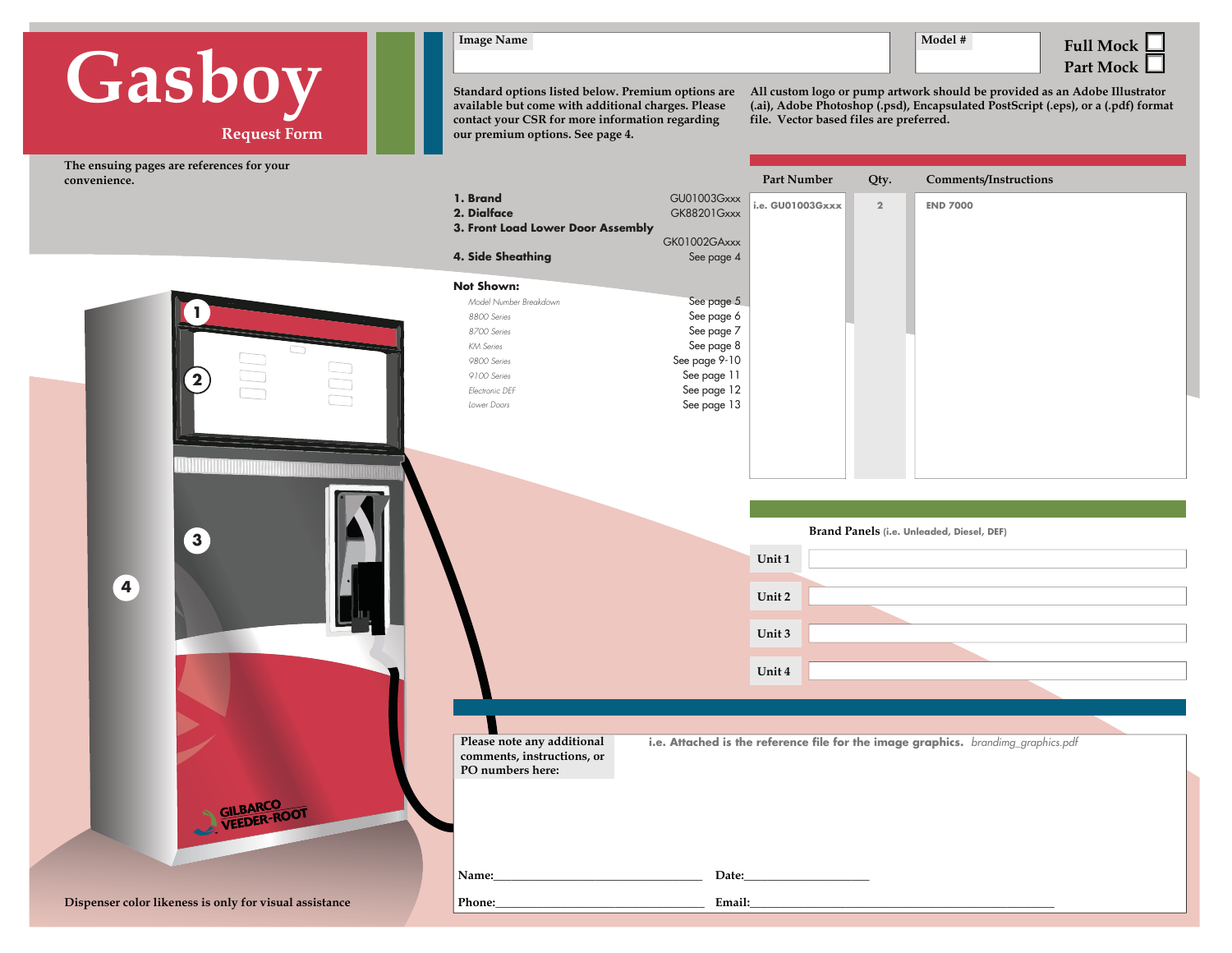# Gasboy

Request Form

The ensuing pages are references for your convenience.

Image Name

Model #

Full Mock ☐
Part Mock ☐

Standard options listed below. Premium options are available but come with additional charges. Please contact your CSR for more information regarding our premium options. See page 4.

All custom logo or pump artwork should be provided as an Adobe Illustrator (.ai), Adobe Photoshop (.psd), Encapsulated PostScript (.eps), or a (.pdf) format file. Vector based files are preferred.

| | |
|---|---|
| **1. Brand** | GU01003Gxxx |
| **2. Dialface** | GK88201Gxxx |
| **3. Front Load Lower Door Assembly** | GK01002GAxxx |
| **4. Side Sheathing** | See page 4 |

**Not Shown:**

| | |
|---|---|
| *Model Number Breakdown* | See page 5 |
| *8800 Series* | See page 6 |
| *8700 Series* | See page 7 |
| *KM Series* | See page 8 |
| *9800 Series* | See page 9-10 |
| *9100 Series* | See page 11 |
| *Electronic DEF* | See page 12 |
| *Lower Doors* | See page 13 |

| Part Number | Qty. | Comments/Instructions |
|---|---|---|
| i.e. GU01003Gxxx | 2 | END 7000 |

Brand Panels (i.e. Unleaded, Diesel, DEF)

| | |
|---|---|
| Unit 1 | |
| Unit 2 | |
| Unit 3 | |
| Unit 4 | |

Please note any additional comments, instructions, or PO numbers here:

i.e. Attached is the reference file for the image graphics. *brandimg_graphics.pdf*

Name:________________________________ Date:____________________

Phone:________________________________ Email:_______________________________________________

Dispenser color likeness is only for visual assistance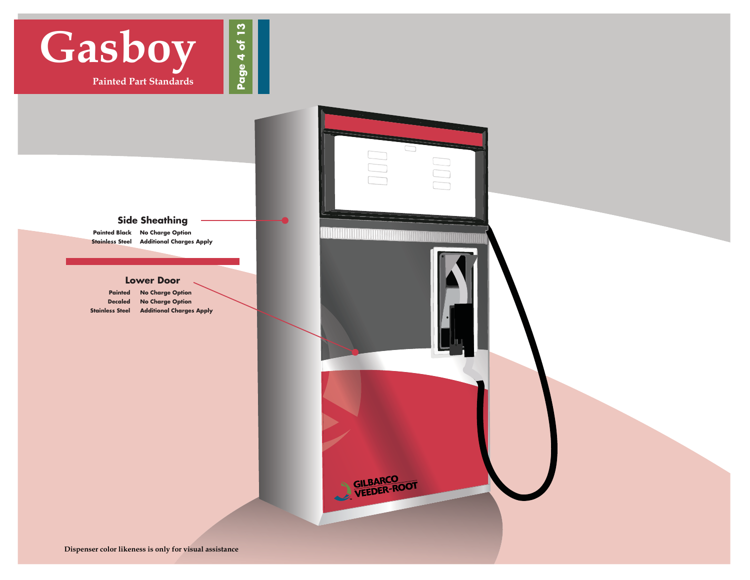# Gasboy

Painted Part Standards

## Side Sheathing

| | |
|---|---|
| Painted Black | No Charge Option |
| Stainless Steel | Additional Charges Apply |

## Lower Door

| | |
|---|---|
| Painted | No Charge Option |
| Decaled | No Charge Option |
| Stainless Steel | Additional Charges Apply |

GILBARCO VEEDER-ROOT

Dispenser color likeness is only for visual assistance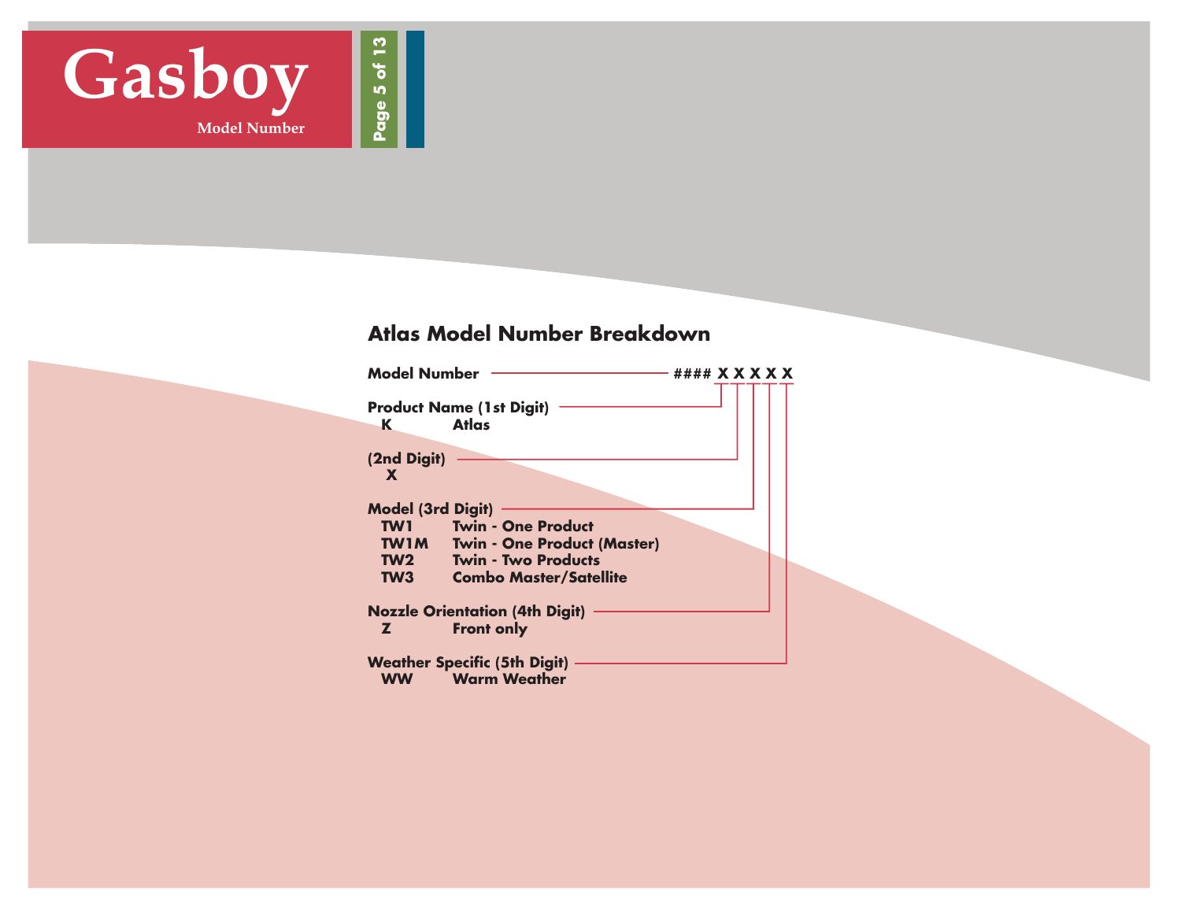## Atlas Model Number Breakdown

**Model Number** — #### X X X X X

**Product Name (1st Digit)**

| | |
|---|---|
| K | Atlas |

**(2nd Digit)**

X

**Model (3rd Digit)**

| | |
|---|---|
| TW1 | Twin - One Product |
| TW1M | Twin - One Product (Master) |
| TW2 | Twin - Two Products |
| TW3 | Combo Master/Satellite |

**Nozzle Orientation (4th Digit)**

| | |
|---|---|
| Z | Front only |

**Weather Specific (5th Digit)**

| | |
|---|---|
| WW | Warm Weather |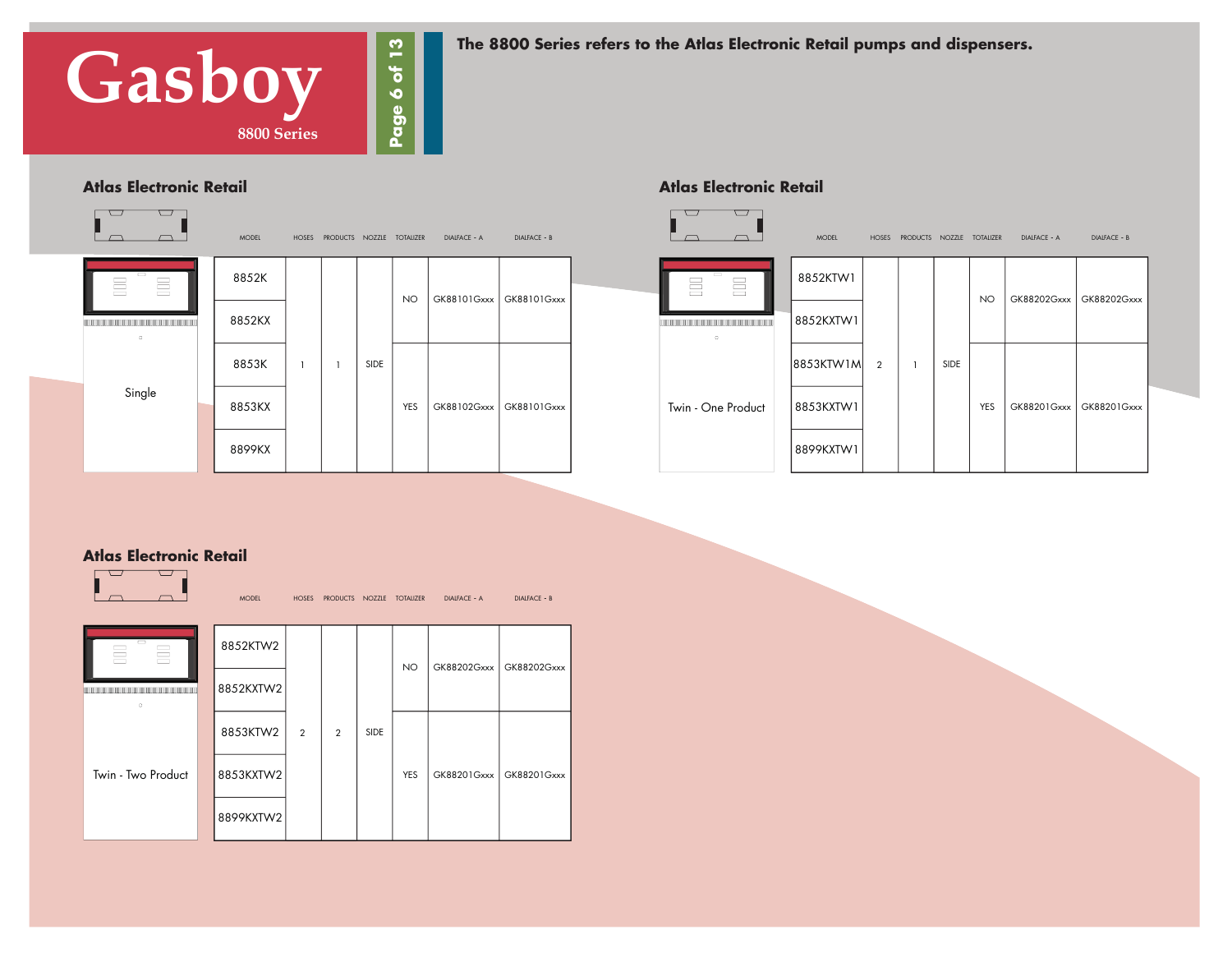# Gasboy

8800 Series

The 8800 Series refers to the Atlas Electronic Retail pumps and dispensers.

## Atlas Electronic Retail

Single

| MODEL | HOSES | PRODUCTS | NOZZLE | TOTALIZER | DIALFACE - A | DIALFACE - B |
|---|---|---|---|---|---|---|
| 8852K | 1 | 1 | SIDE | NO | GK88101Gxxx | GK88101Gxxx |
| 8852KX | 1 | 1 | SIDE | NO | GK88101Gxxx | GK88101Gxxx |
| 8853K | 1 | 1 | SIDE | YES | GK88102Gxxx | GK88101Gxxx |
| 8853KX | 1 | 1 | SIDE | YES | GK88102Gxxx | GK88101Gxxx |
| 8899KX | 1 | 1 | SIDE | YES | GK88102Gxxx | GK88101Gxxx |

## Atlas Electronic Retail

Twin - One Product

| MODEL | HOSES | PRODUCTS | NOZZLE | TOTALIZER | DIALFACE - A | DIALFACE - B |
|---|---|---|---|---|---|---|
| 8852KTW1 | 2 | 1 | SIDE | NO | GK88202Gxxx | GK88202Gxxx |
| 8852KXTW1 | 2 | 1 | SIDE | NO | GK88202Gxxx | GK88202Gxxx |
| 8853KTW1M | 2 | 1 | SIDE | YES | GK88201Gxxx | GK88201Gxxx |
| 8853KXTW1 | 2 | 1 | SIDE | YES | GK88201Gxxx | GK88201Gxxx |
| 8899KXTW1 | 2 | 1 | SIDE | YES | GK88201Gxxx | GK88201Gxxx |

## Atlas Electronic Retail

Twin - Two Product

| MODEL | HOSES | PRODUCTS | NOZZLE | TOTALIZER | DIALFACE - A | DIALFACE - B |
|---|---|---|---|---|---|---|
| 8852KTW2 | 2 | 2 | SIDE | NO | GK88202Gxxx | GK88202Gxxx |
| 8852KXTW2 | 2 | 2 | SIDE | NO | GK88202Gxxx | GK88202Gxxx |
| 8853KTW2 | 2 | 2 | SIDE | YES | GK88201Gxxx | GK88201Gxxx |
| 8853KXTW2 | 2 | 2 | SIDE | YES | GK88201Gxxx | GK88201Gxxx |
| 8899KXTW2 | 2 | 2 | SIDE | YES | GK88201Gxxx | GK88201Gxxx |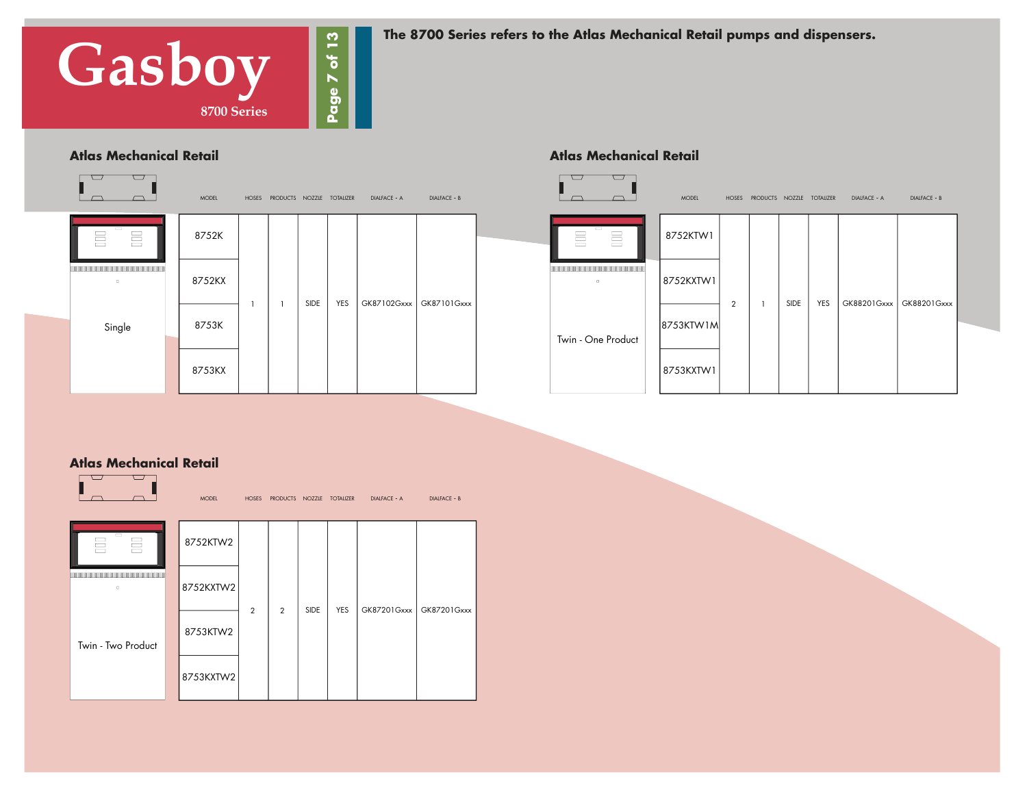# Gasboy

8700 Series

**The 8700 Series refers to the Atlas Mechanical Retail pumps and dispensers.**

## Atlas Mechanical Retail

Single

| MODEL | HOSES | PRODUCTS | NOZZLE | TOTALIZER | DIALFACE - A | DIALFACE - B |
|---|---|---|---|---|---|---|
| 8752K | 1 | 1 | SIDE | YES | GK87102Gxxx | GK87101Gxxx |
| 8752KX | | | | | | |
| 8753K | | | | | | |
| 8753KX | | | | | | |

## Atlas Mechanical Retail

Twin - One Product

| MODEL | HOSES | PRODUCTS | NOZZLE | TOTALIZER | DIALFACE - A | DIALFACE - B |
|---|---|---|---|---|---|---|
| 8752KTW1 | 2 | 1 | SIDE | YES | GK88201Gxxx | GK88201Gxxx |
| 8752KXTW1 | | | | | | |
| 8753KTW1M | | | | | | |
| 8753KXTW1 | | | | | | |

## Atlas Mechanical Retail

Twin - Two Product

| MODEL | HOSES | PRODUCTS | NOZZLE | TOTALIZER | DIALFACE - A | DIALFACE - B |
|---|---|---|---|---|---|---|
| 8752KTW2 | 2 | 2 | SIDE | YES | GK87201Gxxx | GK87201Gxxx |
| 8752KXTW2 | | | | | | |
| 8753KTW2 | | | | | | |
| 8753KXTW2 | | | | | | |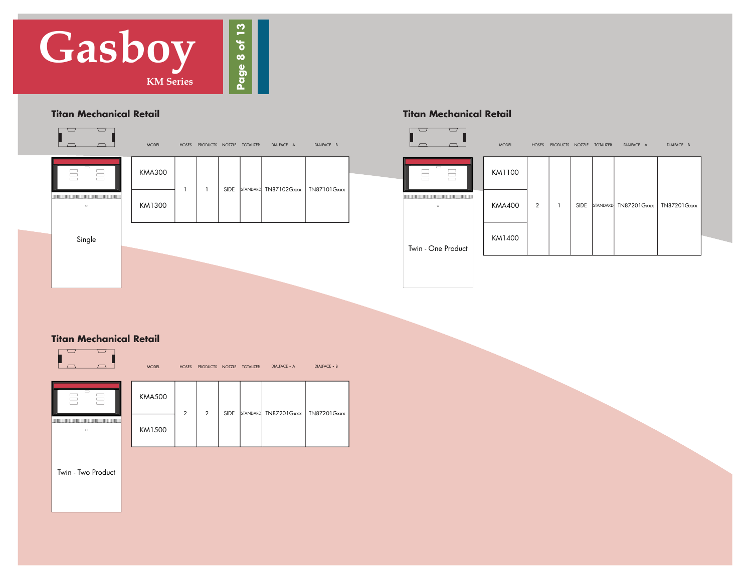# Gasboy

KM Series

## Titan Mechanical Retail

Single

| MODEL | HOSES | PRODUCTS | NOZZLE | TOTALIZER | DIALFACE - A | DIALFACE - B |
|---|---|---|---|---|---|---|
| KMA300 | 1 | 1 | SIDE | STANDARD | TN87102Gxxx | TN87101Gxxx |
| KM1300 | | | | | | |

## Titan Mechanical Retail

Twin - One Product

| MODEL | HOSES | PRODUCTS | NOZZLE | TOTALIZER | DIALFACE - A | DIALFACE - B |
|---|---|---|---|---|---|---|
| KM1100 | 2 | 1 | SIDE | STANDARD | TN87201Gxxx | TN87201Gxxx |
| KMA400 | | | | | | |
| KM1400 | | | | | | |

## Titan Mechanical Retail

Twin - Two Product

| MODEL | HOSES | PRODUCTS | NOZZLE | TOTALIZER | DIALFACE - A | DIALFACE - B |
|---|---|---|---|---|---|---|
| KMA500 | 2 | 2 | SIDE | STANDARD | TN87201Gxxx | TN87201Gxxx |
| KM1500 | | | | | | |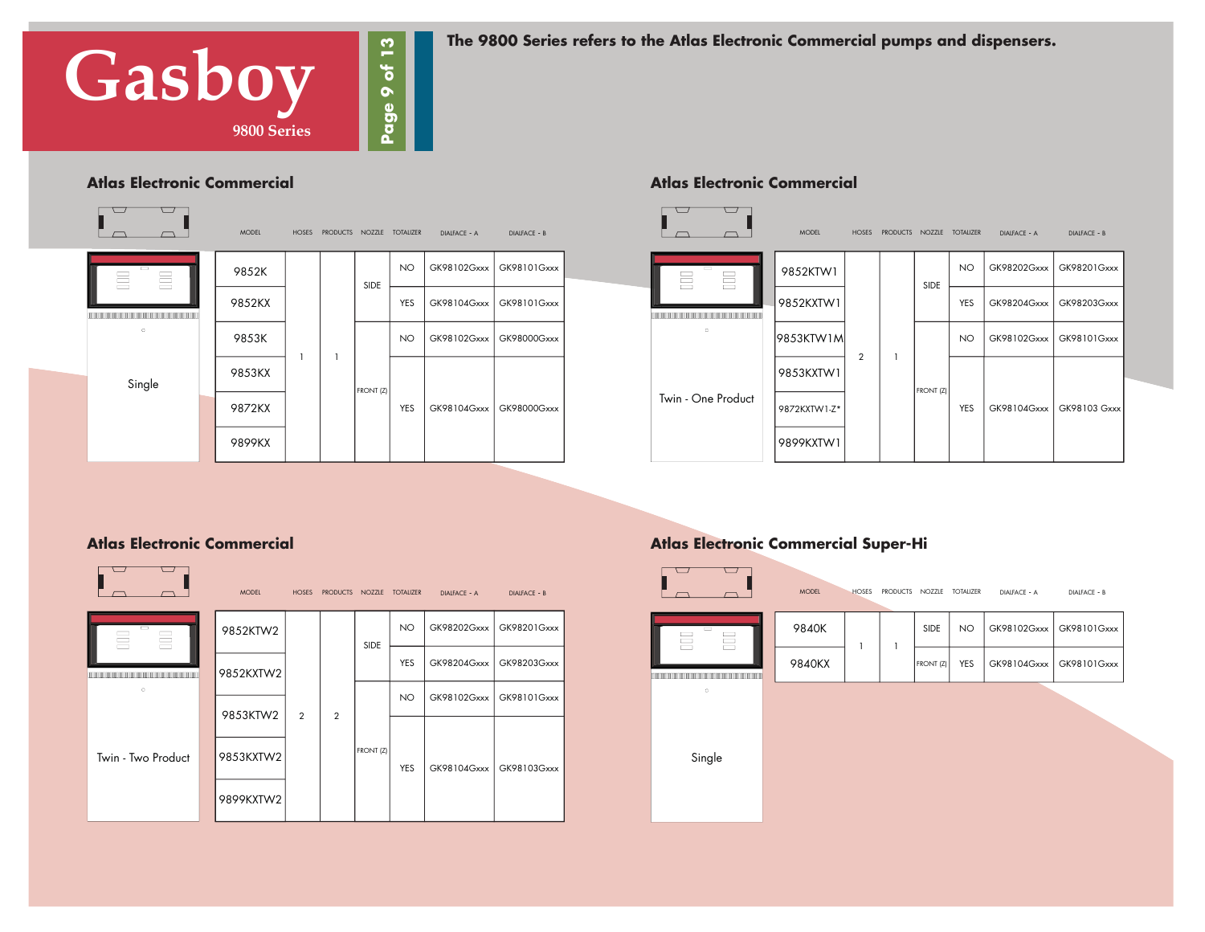# Gasboy

9800 Series

**The 9800 Series refers to the Atlas Electronic Commercial pumps and dispensers.**

## Atlas Electronic Commercial

Single

| MODEL | HOSES | PRODUCTS | NOZZLE | TOTALIZER | DIALFACE - A | DIALFACE - B |
|---|---|---|---|---|---|---|
| 9852K | 1 | 1 | SIDE | NO | GK98102Gxxx | GK98101Gxxx |
| 9852KX | | | | YES | GK98104Gxxx | GK98101Gxxx |
| 9853K | | | FRONT (Z) | NO | GK98102Gxxx | GK98000Gxxx |
| 9853KX | | | | YES | GK98104Gxxx | GK98000Gxxx |
| 9872KX | | | | | | |
| 9899KX | | | | | | |

## Atlas Electronic Commercial

Twin - One Product

| MODEL | HOSES | PRODUCTS | NOZZLE | TOTALIZER | DIALFACE - A | DIALFACE - B |
|---|---|---|---|---|---|---|
| 9852KTW1 | 2 | 1 | SIDE | NO | GK98202Gxxx | GK98201Gxxx |
| 9852KXTW1 | | | | YES | GK98204Gxxx | GK98203Gxxx |
| 9853KTW1M | | | FRONT (Z) | NO | GK98102Gxxx | GK98101Gxxx |
| 9853KXTW1 | | | | YES | GK98104Gxxx | GK98103 Gxxx |
| 9872KXTW1-Z* | | | | | | |
| 9899KXTW1 | | | | | | |

## Atlas Electronic Commercial

Twin - Two Product

| MODEL | HOSES | PRODUCTS | NOZZLE | TOTALIZER | DIALFACE - A | DIALFACE - B |
|---|---|---|---|---|---|---|
| 9852KTW2 | 2 | 2 | SIDE | NO | GK98202Gxxx | GK98201Gxxx |
| 9852KXTW2 | | | | YES | GK98204Gxxx | GK98203Gxxx |
| 9853KTW2 | | | FRONT (Z) | NO | GK98102Gxxx | GK98101Gxxx |
| 9853KXTW2 | | | | YES | GK98104Gxxx | GK98103Gxxx |
| 9899KXTW2 | | | | | | |

## Atlas Electronic Commercial Super-Hi

Single

| MODEL | HOSES | PRODUCTS | NOZZLE | TOTALIZER | DIALFACE - A | DIALFACE - B |
|---|---|---|---|---|---|---|
| 9840K | 1 | 1 | SIDE | NO | GK98102Gxxx | GK98101Gxxx |
| 9840KX | | | FRONT (Z) | YES | GK98104Gxxx | GK98101Gxxx |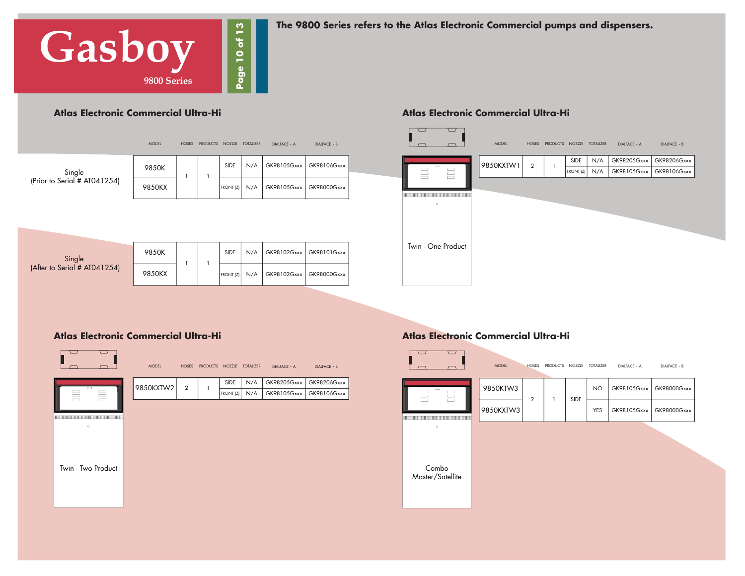# Gasboy

9800 Series

**The 9800 Series refers to the Atlas Electronic Commercial pumps and dispensers.**

## Atlas Electronic Commercial Ultra-Hi

Single (Prior to Serial # AT041254)

| MODEL | HOSES | PRODUCTS | NOZZLE | TOTALIZER | DIALFACE - A | DIALFACE - B |
|---|---|---|---|---|---|---|
| 9850K | 1 | 1 | SIDE | N/A | GK98105Gxxx | GK98106Gxxx |
| 9850KX | | | FRONT (Z) | N/A | GK98105Gxxx | GK98000Gxxx |

Single (After to Serial # AT041254)

| MODEL | HOSES | PRODUCTS | NOZZLE | TOTALIZER | DIALFACE - A | DIALFACE - B |
|---|---|---|---|---|---|---|
| 9850K | 1 | 1 | SIDE | N/A | GK98102Gxxx | GK98101Gxxx |
| 9850KX | | | FRONT (Z) | N/A | GK98102Gxxx | GK98000Gxxx |

## Atlas Electronic Commercial Ultra-Hi

Twin - One Product

| MODEL | HOSES | PRODUCTS | NOZZLE | TOTALIZER | DIALFACE - A | DIALFACE - B |
|---|---|---|---|---|---|---|
| 9850KXTW1 | 2 | 1 | SIDE | N/A | GK98205Gxxx | GK98206Gxxx |
| | | | FRONT (Z) | N/A | GK98105Gxxx | GK98106Gxxx |

## Atlas Electronic Commercial Ultra-Hi

Twin - Two Product

| MODEL | HOSES | PRODUCTS | NOZZLE | TOTALIZER | DIALFACE - A | DIALFACE - B |
|---|---|---|---|---|---|---|
| 9850KXTW2 | 2 | 1 | SIDE | N/A | GK98205Gxxx | GK98206Gxxx |
| | | | FRONT (Z) | N/A | GK98105Gxxx | GK98106Gxxx |

## Atlas Electronic Commercial Ultra-Hi

Combo Master/Satellite

| MODEL | HOSES | PRODUCTS | NOZZLE | TOTALIZER | DIALFACE - A | DIALFACE - B |
|---|---|---|---|---|---|---|
| 9850KTW3 | 2 | 1 | SIDE | NO | GK98105Gxxx | GK98000Gxxx |
| 9850KXTW3 | | | | YES | GK98105Gxxx | GK98000Gxxx |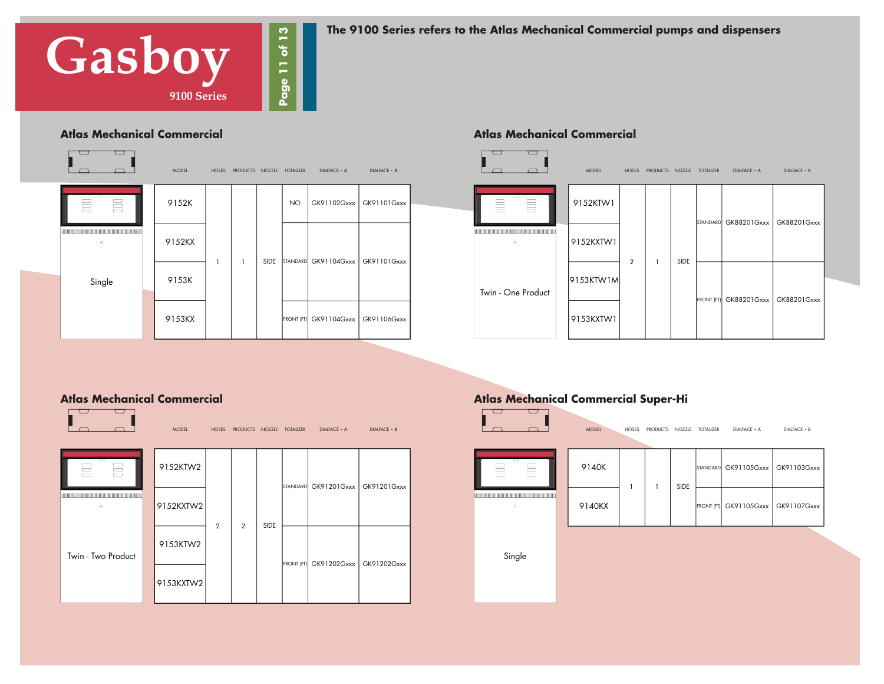# Gasboy

9100 Series

**The 9100 Series refers to the Atlas Mechanical Commercial pumps and dispensers**

## Atlas Mechanical Commercial

Single

| MODEL | HOSES | PRODUCTS | NOZZLE | TOTALIZER | DIALFACE - A | DIALFACE - B |
|---|---|---|---|---|---|---|
| 9152K | 1 | 1 | SIDE | NO | GK91102Gxxx | GK91101Gxxx |
| 9152KX | 1 | 1 | SIDE | STANDARD | GK91104Gxxx | GK91101Gxxx |
| 9153K | 1 | 1 | SIDE | STANDARD | GK91104Gxxx | GK91101Gxxx |
| 9153KX | 1 | 1 | SIDE | FRONT (FT) | GK91104Gxxx | GK91106Gxxx |

## Atlas Mechanical Commercial

Twin - One Product

| MODEL | HOSES | PRODUCTS | NOZZLE | TOTALIZER | DIALFACE - A | DIALFACE - B |
|---|---|---|---|---|---|---|
| 9152KTW1 | 2 | 1 | SIDE | STANDARD | GK88201Gxxx | GK88201Gxxx |
| 9152KXTW1 | 2 | 1 | SIDE | STANDARD | GK88201Gxxx | GK88201Gxxx |
| 9153KTW1M | 2 | 1 | SIDE | FRONT (FT) | GK88201Gxxx | GK88201Gxxx |
| 9153KXTW1 | 2 | 1 | SIDE | FRONT (FT) | GK88201Gxxx | GK88201Gxxx |

## Atlas Mechanical Commercial

Twin - Two Product

| MODEL | HOSES | PRODUCTS | NOZZLE | TOTALIZER | DIALFACE - A | DIALFACE - B |
|---|---|---|---|---|---|---|
| 9152KTW2 | 2 | 2 | SIDE | STANDARD | GK91201Gxxx | GK91201Gxxx |
| 9152KXTW2 | 2 | 2 | SIDE | STANDARD | GK91201Gxxx | GK91201Gxxx |
| 9153KTW2 | 2 | 2 | SIDE | FRONT (FT) | GK91202Gxxx | GK91202Gxxx |
| 9153KXTW2 | 2 | 2 | SIDE | FRONT (FT) | GK91202Gxxx | GK91202Gxxx |

## Atlas Mechanical Commercial Super-Hi

Single

| MODEL | HOSES | PRODUCTS | NOZZLE | TOTALIZER | DIALFACE - A | DIALFACE - B |
|---|---|---|---|---|---|---|
| 9140K | 1 | 1 | SIDE | STANDARD | GK91105Gxxx | GK91103Gxxx |
| 9140KX | 1 | 1 | SIDE | FRONT (FT) | GK91105Gxxx | GK91107Gxxx |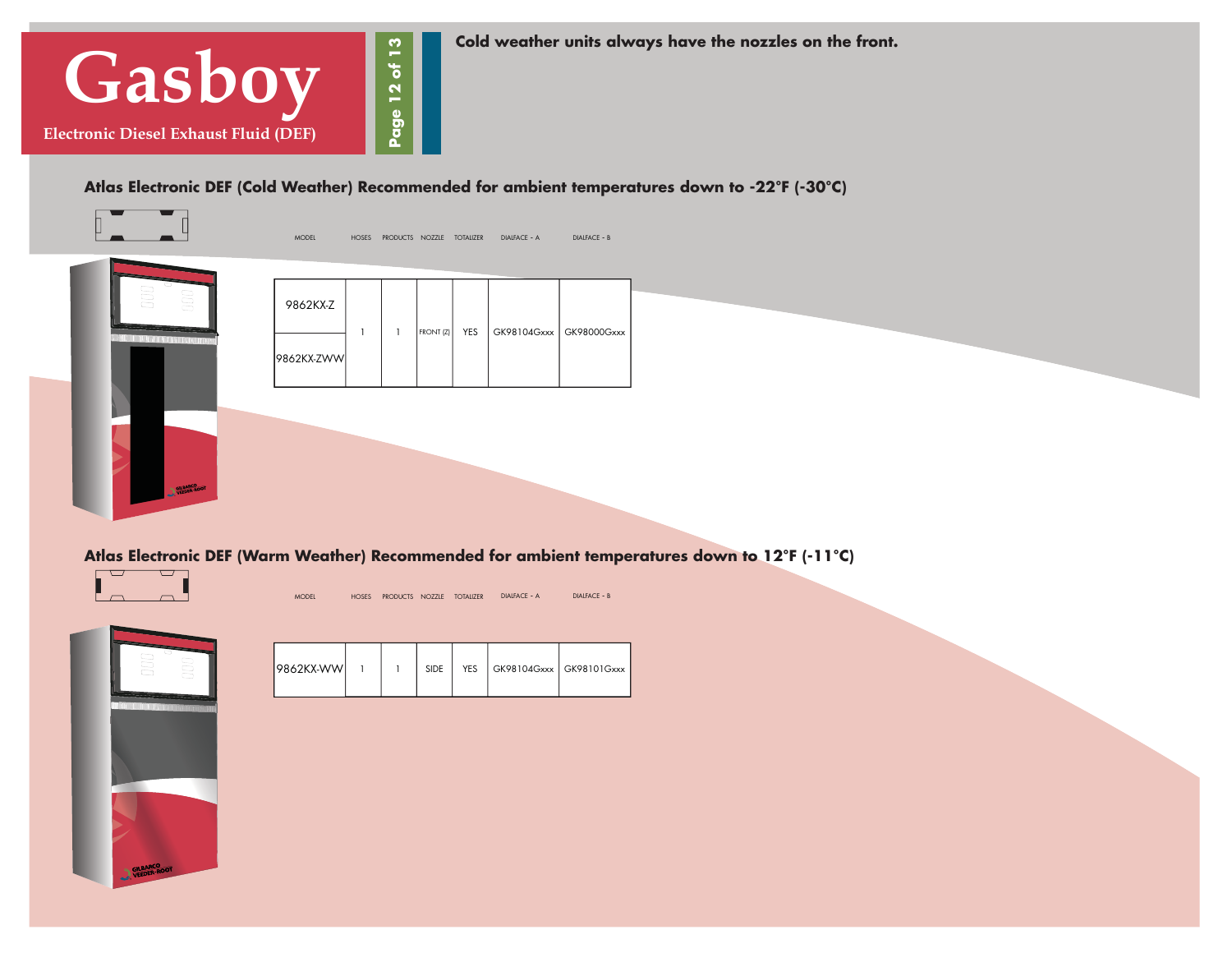# Gasboy

Electronic Diesel Exhaust Fluid (DEF)

**Cold weather units always have the nozzles on the front.**

### Atlas Electronic DEF (Cold Weather) Recommended for ambient temperatures down to -22°F (-30°C)

| MODEL | HOSES | PRODUCTS | NOZZLE | TOTALIZER | DIALFACE - A | DIALFACE - B |
|---|---|---|---|---|---|---|
| 9862KX-Z | 1 | 1 | FRONT (Z) | YES | GK98104Gxxx | GK98000Gxxx |
| 9862KX-ZWW | | | | | | |

### Atlas Electronic DEF (Warm Weather) Recommended for ambient temperatures down to 12°F (-11°C)

| MODEL | HOSES | PRODUCTS | NOZZLE | TOTALIZER | DIALFACE - A | DIALFACE - B |
|---|---|---|---|---|---|---|
| 9862KX-WW | 1 | 1 | SIDE | YES | GK98104Gxxx | GK98101Gxxx |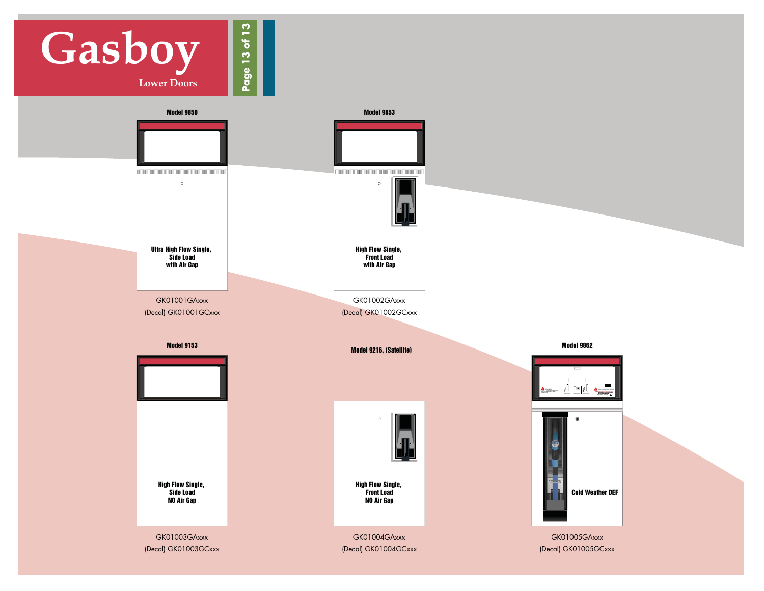# Gasboy

Lower Doors

**Model 9850**

Ultra High Flow Single, Side Load with Air Gap

GK01001GAxxx

(Decal) GK01001GCxxx

**Model 9853**

High Flow Single, Front Load with Air Gap

GK01002GAxxx

(Decal) GK01002GCxxx

**Model 9153**

High Flow Single, Side Load NO Air Gap

GK01003GAxxx

(Decal) GK01003GCxxx

**Model 9216, (Satellite)**

High Flow Single, Front Load NO Air Gap

GK01004GAxxx

(Decal) GK01004GCxxx

**Model 9862**

Cold Weather DEF

GK01005GAxxx

(Decal) GK01005GCxxx